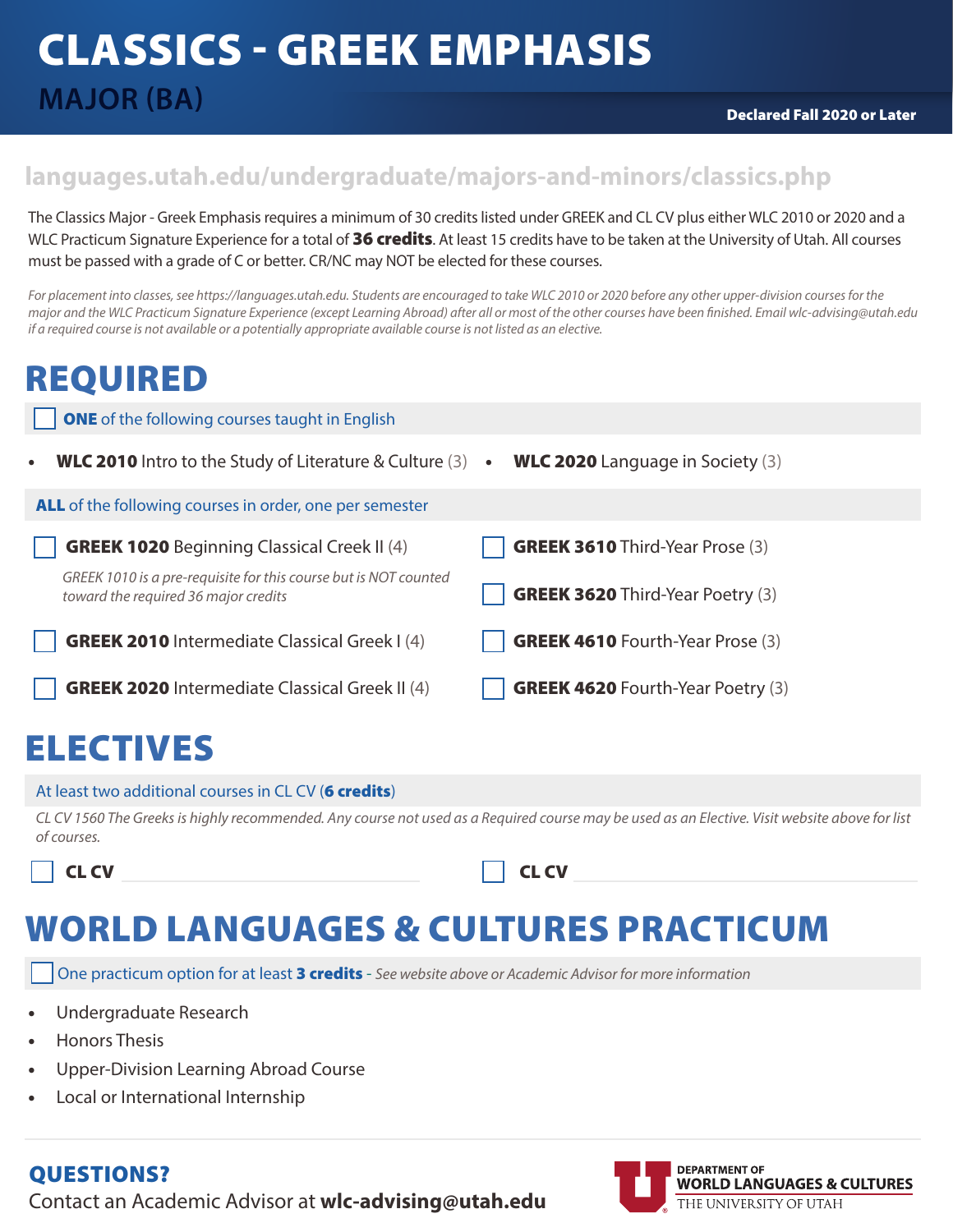# CLASSICS - GREEK EMPHASIS

## MAJOR (BA)

**Declared Fall 2020 or Later**

**languages.utah.edu/undergraduate/majors-and-minors/classics.php**

The Classics Major - Greek Emphasis requires a minimum of 30 credits listed under GREEK and CL CV plus either WLC 2010 or 2020 and a WLC Practicum Signature Experience for a total of **36 credits**. At least 15 credits have to be taken at the University of Utah. All courses must be passed with a grade of C or better. CR/NC may NOT be elected for these courses.

*For placement into classes, see https://languages.utah.edu. Students are encouraged to take WLC 2010 or 2020 before any other upper-division courses for the major and the WLC Practicum Signature Experience (except Learning Abroad) after all or most of the other courses have been finished. Email wlc-advising@utah.edu if a required course is not available or a potentially appropriate available course is not listed as an elective.*

## REQUIRED

☐ **ONE** of the following courses taught in English

- **WLC 2010** Intro to the Study of Literature & Culture (3)
- **WLC 2020** Language in Society (3)

**ALL** of the following courses in order, one per semester

- ☐ **GREEK 1020** Beginning Classical Creek II (4)
  *GREEK 1010 is a pre-requisite for this course but is NOT counted toward the required 36 major credits*
- ☐ **GREEK 2010** Intermediate Classical Greek I (4)
- ☐ **GREEK 2020** Intermediate Classical Greek II (4)
- ☐ **GREEK 3610** Third-Year Prose (3)
- ☐ **GREEK 3620** Third-Year Poetry (3)
- ☐ **GREEK 4610** Fourth-Year Prose (3)
- ☐ **GREEK 4620** Fourth-Year Poetry (3)

## ELECTIVES

At least two additional courses in CL CV (**6 credits**)

*CL CV 1560 The Greeks is highly recommended. Any course not used as a Required course may be used as an Elective. Visit website above for list of courses.*

- ☐ **CL CV** ____________________
- ☐ **CL CV** ____________________

## WORLD LANGUAGES & CULTURES PRACTICUM

☐ One practicum option for at least **3 credits** - *See website above or Academic Advisor for more information*

- Undergraduate Research
- Honors Thesis
- Upper-Division Learning Abroad Course
- Local or International Internship

## QUESTIONS?

Contact an Academic Advisor at **wlc-advising@utah.edu**

DEPARTMENT OF WORLD LANGUAGES & CULTURES
THE UNIVERSITY OF UTAH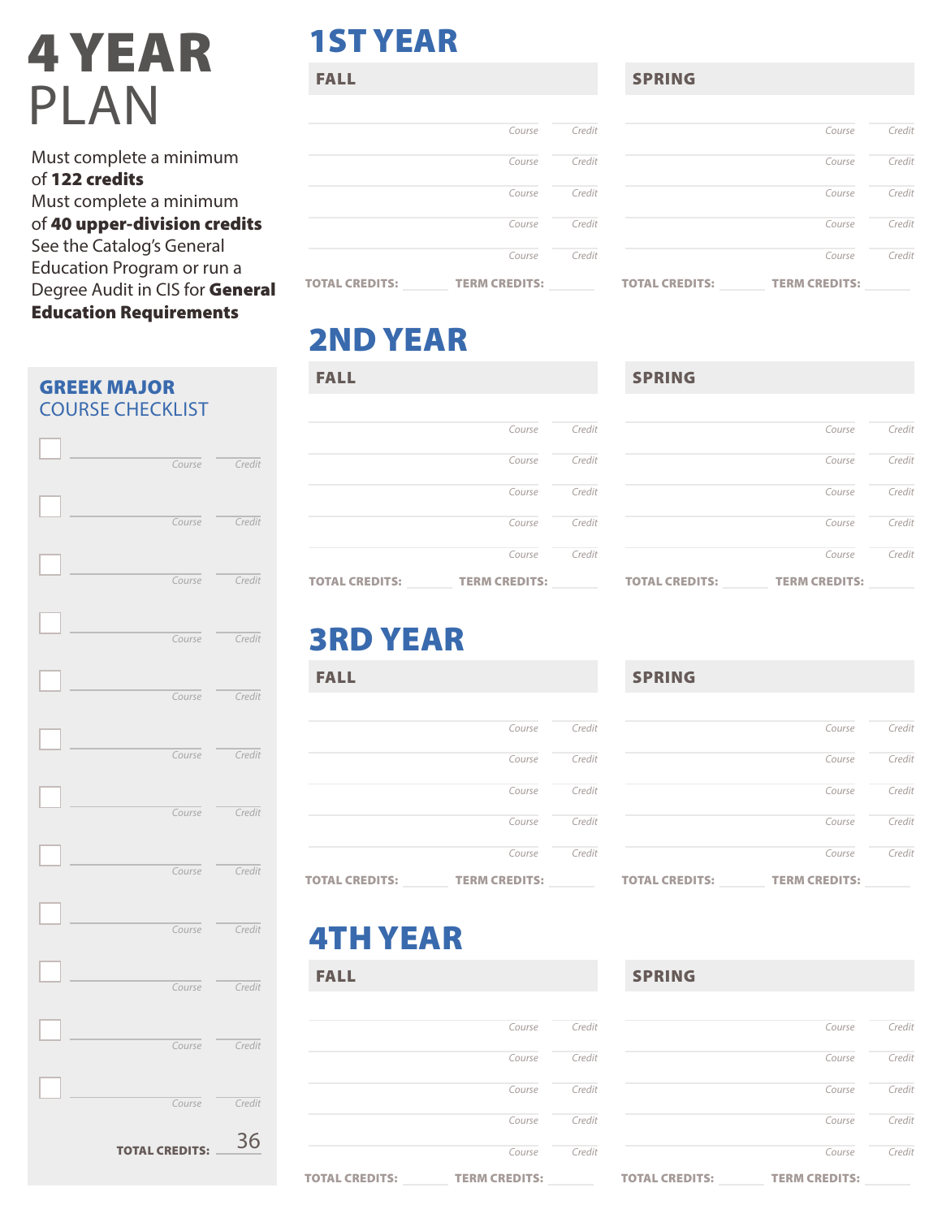# 4 YEAR PLAN

Must complete a minimum of **122 credits**
Must complete a minimum of **40 upper-division credits**
See the Catalog's General Education Program or run a Degree Audit in CIS for **General Education Requirements**

## GREEK MAJOR COURSE CHECKLIST

| | Course | Credit |
|---|---|---|
| ☐ | | |
| ☐ | | |
| ☐ | | |
| ☐ | | |
| ☐ | | |
| ☐ | | |
| ☐ | | |
| ☐ | | |
| ☐ | | |
| ☐ | | |
| ☐ | | |
| ☐ | | |

**TOTAL CREDITS:** 36

## 1ST YEAR

### FALL

| Course | Credit |
|---|---|
| | |
| | |
| | |
| | |
| | |

**TOTAL CREDITS:** ______ **TERM CREDITS:** ______

### SPRING

| Course | Credit |
|---|---|
| | |
| | |
| | |
| | |
| | |

**TOTAL CREDITS:** ______ **TERM CREDITS:** ______

## 2ND YEAR

### FALL

| Course | Credit |
|---|---|
| | |
| | |
| | |
| | |
| | |

**TOTAL CREDITS:** ______ **TERM CREDITS:** ______

### SPRING

| Course | Credit |
|---|---|
| | |
| | |
| | |
| | |
| | |

**TOTAL CREDITS:** ______ **TERM CREDITS:** ______

## 3RD YEAR

### FALL

| Course | Credit |
|---|---|
| | |
| | |
| | |
| | |
| | |

**TOTAL CREDITS:** ______ **TERM CREDITS:** ______

### SPRING

| Course | Credit |
|---|---|
| | |
| | |
| | |
| | |
| | |

**TOTAL CREDITS:** ______ **TERM CREDITS:** ______

## 4TH YEAR

### FALL

| Course | Credit |
|---|---|
| | |
| | |
| | |
| | |
| | |

**TOTAL CREDITS:** ______ **TERM CREDITS:** ______

### SPRING

| Course | Credit |
|---|---|
| | |
| | |
| | |
| | |
| | |

**TOTAL CREDITS:** ______ **TERM CREDITS:** ______